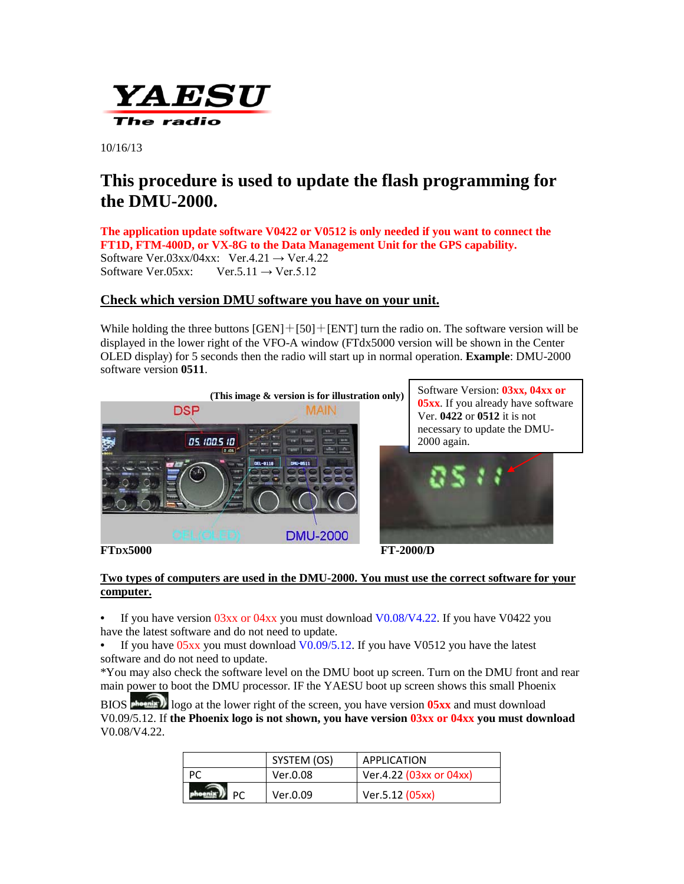YAESU
The radio

10/16/13

# This procedure is used to update the flash programming for the DMU-2000.

**The application update software V0422 or V0512 is only needed if you want to connect the FT1D, FTM-400D, or VX-8G to the Data Management Unit for the GPS capability.**

Software Ver.03xx/04xx: Ver.4.21 → Ver.4.22
Software Ver.05xx: Ver.5.11 → Ver.5.12

## Check which version DMU software you have on your unit.

While holding the three buttons [GEN]＋[50]＋[ENT] turn the radio on. The software version will be displayed in the lower right of the VFO-A window (FTdx5000 version will be shown in the Center OLED display) for 5 seconds then the radio will start up in normal operation. **Example**: DMU-2000 software version **0511**.

**(This image & version is for illustration only)**

Software Version: **03xx, 04xx or 05xx**. If you already have software Ver. **0422** or **0512** it is not necessary to update the DMU-2000 again.

**FTDX5000** **FT-2000/D**

## Two types of computers are used in the DMU-2000. You must use the correct software for your computer.

- If you have version 03xx or 04xx you must download V0.08/V4.22. If you have V0422 you have the latest software and do not need to update.
- If you have 05xx you must download V0.09/5.12. If you have V0512 you have the latest software and do not need to update.

*You may also check the software level on the DMU boot up screen. Turn on the DMU front and rear main power to boot the DMU processor. IF the YAESU boot up screen shows this small Phoenix BIOS logo at the lower right of the screen, you have version **05xx** and must download V0.09/5.12. If **the Phoenix logo is not shown, you have version 03xx or 04xx you must download** V0.08/V4.22.

| | SYSTEM (OS) | APPLICATION |
|---|---|---|
| PC | Ver.0.08 | Ver.4.22 (03xx or 04xx) |
| phoenix PC | Ver.0.09 | Ver.5.12 (05xx) |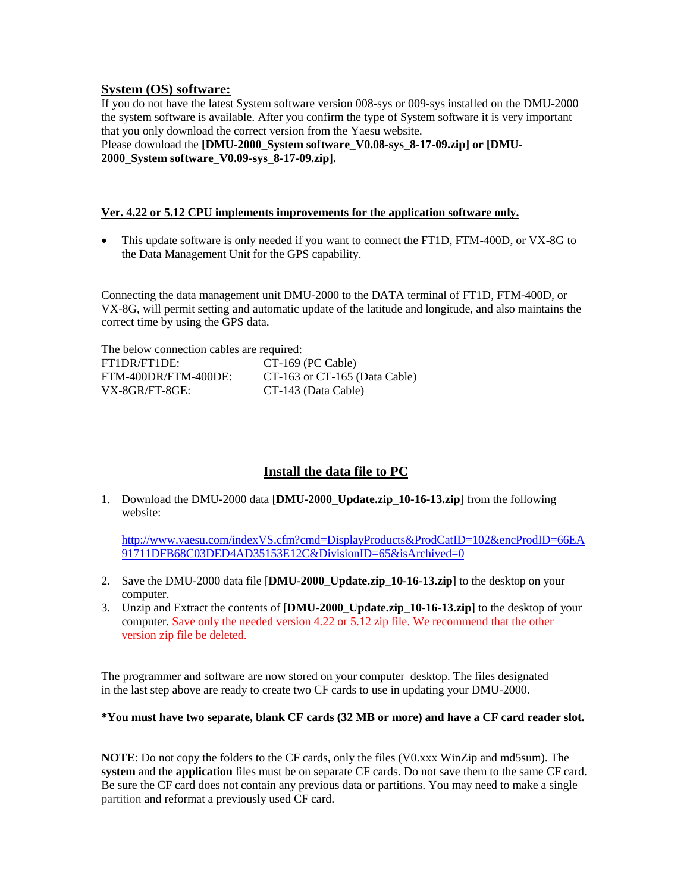## System (OS) software:

If you do not have the latest System software version 008-sys or 009-sys installed on the DMU-2000 the system software is available. After you confirm the type of System software it is very important that you only download the correct version from the Yaesu website.
Please download the **[DMU-2000_System software_V0.08-sys_8-17-09.zip] or [DMU-2000_System software_V0.09-sys_8-17-09.zip].**

**Ver. 4.22 or 5.12 CPU implements improvements for the application software only.**

- This update software is only needed if you want to connect the FT1D, FTM-400D, or VX-8G to the Data Management Unit for the GPS capability.

Connecting the data management unit DMU-2000 to the DATA terminal of FT1D, FTM-400D, or VX-8G, will permit setting and automatic update of the latitude and longitude, and also maintains the correct time by using the GPS data.

The below connection cables are required:

| | |
|---|---|
| FT1DR/FT1DE: | CT-169 (PC Cable) |
| FTM-400DR/FTM-400DE: | CT-163 or CT-165 (Data Cable) |
| VX-8GR/FT-8GE: | CT-143 (Data Cable) |

## Install the data file to PC

1. Download the DMU-2000 data [**DMU-2000_Update.zip_10-16-13.zip**] from the following website:

   http://www.yaesu.com/indexVS.cfm?cmd=DisplayProducts&ProdCatID=102&encProdID=66EA91711DFB68C03DED4AD35153E12C&DivisionID=65&isArchived=0

2. Save the DMU-2000 data file [**DMU-2000_Update.zip_10-16-13.zip**] to the desktop on your computer.
3. Unzip and Extract the contents of [**DMU-2000_Update.zip_10-16-13.zip**] to the desktop of your computer. Save only the needed version 4.22 or 5.12 zip file. We recommend that the other version zip file be deleted.

The programmer and software are now stored on your computer desktop. The files designated in the last step above are ready to create two CF cards to use in updating your DMU-2000.

**\*You must have two separate, blank CF cards (32 MB or more) and have a CF card reader slot.**

**NOTE**: Do not copy the folders to the CF cards, only the files (V0.xxx WinZip and md5sum). The **system** and the **application** files must be on separate CF cards. Do not save them to the same CF card. Be sure the CF card does not contain any previous data or partitions. You may need to make a single partition and reformat a previously used CF card.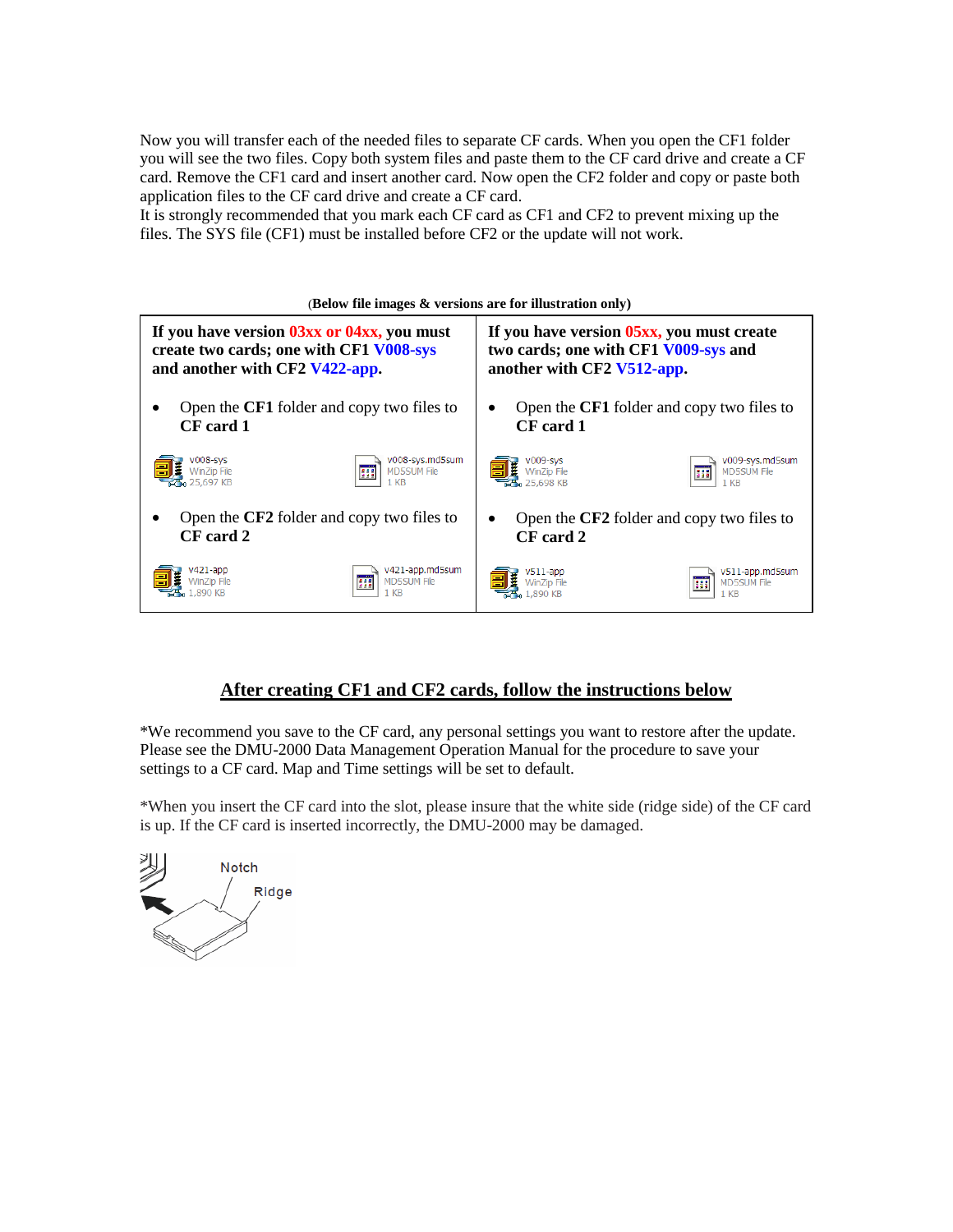Now you will transfer each of the needed files to separate CF cards. When you open the CF1 folder you will see the two files. Copy both system files and paste them to the CF card drive and create a CF card. Remove the CF1 card and insert another card. Now open the CF2 folder and copy or paste both application files to the CF card drive and create a CF card.
It is strongly recommended that you mark each CF card as CF1 and CF2 to prevent mixing up the files. The SYS file (CF1) must be installed before CF2 or the update will not work.

(**Below file images & versions are for illustration only)**

| **If you have version 03xx or 04xx, you must create two cards; one with CF1 V008-sys and another with CF2 V422-app.** | **If you have version 05xx, you must create two cards; one with CF1 V009-sys and another with CF2 V512-app.** |
|---|---|
| • Open the **CF1** folder and copy two files to **CF card 1** | • Open the **CF1** folder and copy two files to **CF card 1** |
| v008-sys WinZip File 25,697 KB — v008-sys.md5sum MD5SUM File 1 KB | v009-sys WinZip File 25,698 KB — v009-sys.md5sum MD5SUM File 1 KB |
| • Open the **CF2** folder and copy two files to **CF card 2** | • Open the **CF2** folder and copy two files to **CF card 2** |
| v421-app WinZip File 1,890 KB — v421-app.md5sum MD5SUM File 1 KB | v511-app WinZip File 1,890 KB — v511-app.md5sum MD5SUM File 1 KB |

## After creating CF1 and CF2 cards, follow the instructions below

*We recommend you save to the CF card, any personal settings you want to restore after the update. Please see the DMU-2000 Data Management Operation Manual for the procedure to save your settings to a CF card. Map and Time settings will be set to default.

*When you insert the CF card into the slot, please insure that the white side (ridge side) of the CF card is up. If the CF card is inserted incorrectly, the DMU-2000 may be damaged.

Notch
Ridge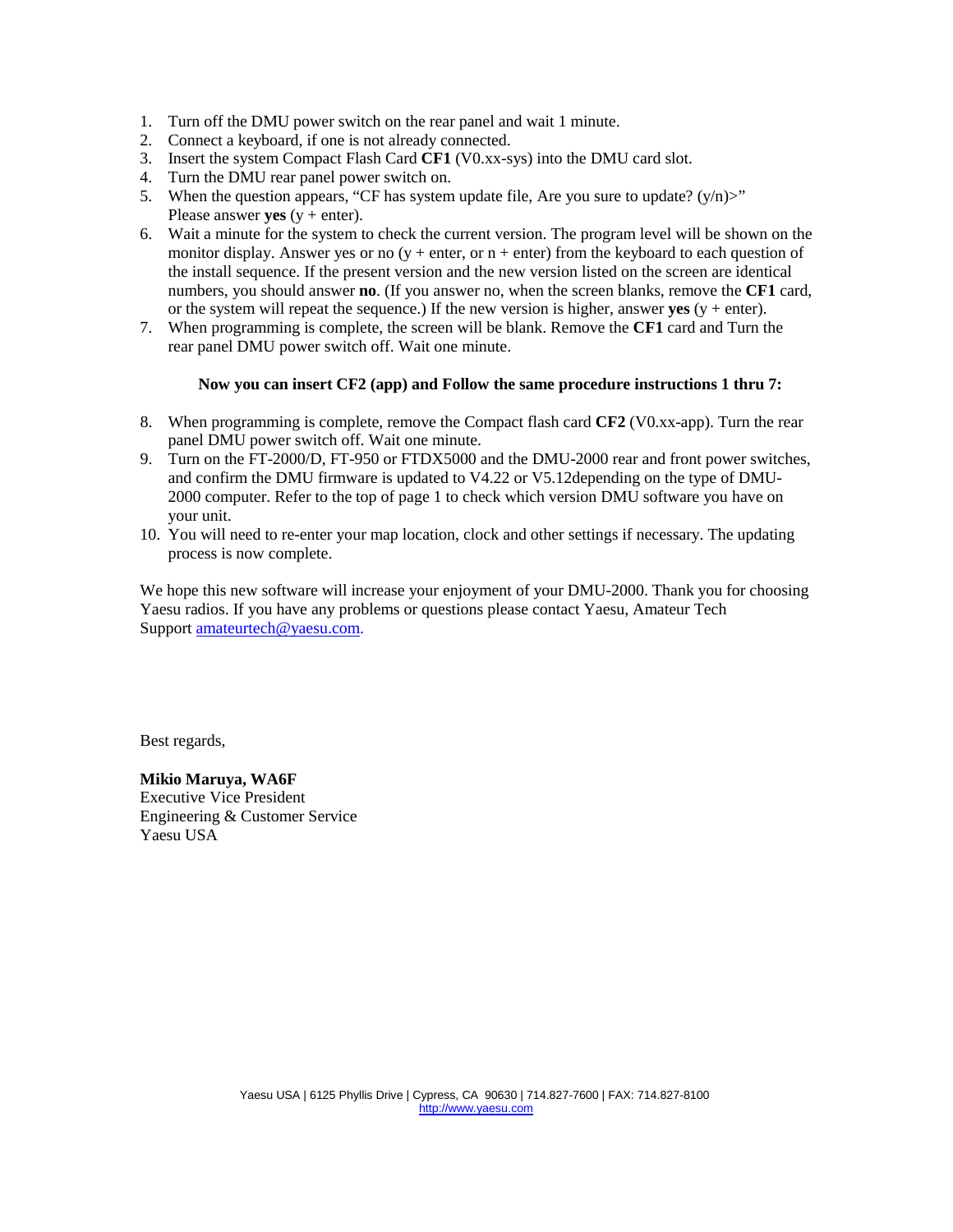1. Turn off the DMU power switch on the rear panel and wait 1 minute.
2. Connect a keyboard, if one is not already connected.
3. Insert the system Compact Flash Card **CF1** (V0.xx-sys) into the DMU card slot.
4. Turn the DMU rear panel power switch on.
5. When the question appears, "CF has system update file, Are you sure to update? (y/n)>" Please answer **yes** (y + enter).
6. Wait a minute for the system to check the current version. The program level will be shown on the monitor display. Answer yes or no (y + enter, or n + enter) from the keyboard to each question of the install sequence. If the present version and the new version listed on the screen are identical numbers, you should answer **no**. (If you answer no, when the screen blanks, remove the **CF1** card, or the system will repeat the sequence.) If the new version is higher, answer **yes** (y + enter).
7. When programming is complete, the screen will be blank. Remove the **CF1** card and Turn the rear panel DMU power switch off. Wait one minute.

**Now you can insert CF2 (app) and Follow the same procedure instructions 1 thru 7:**

8. When programming is complete, remove the Compact flash card **CF2** (V0.xx-app). Turn the rear panel DMU power switch off. Wait one minute.
9. Turn on the FT-2000/D, FT-950 or FTDX5000 and the DMU-2000 rear and front power switches, and confirm the DMU firmware is updated to V4.22 or V5.12depending on the type of DMU-2000 computer. Refer to the top of page 1 to check which version DMU software you have on your unit.
10. You will need to re-enter your map location, clock and other settings if necessary. The updating process is now complete.

We hope this new software will increase your enjoyment of your DMU-2000. Thank you for choosing Yaesu radios. If you have any problems or questions please contact Yaesu, Amateur Tech Support amateurtech@yaesu.com.

Best regards,

**Mikio Maruya, WA6F**
Executive Vice President
Engineering & Customer Service
Yaesu USA

Yaesu USA | 6125 Phyllis Drive | Cypress, CA 90630 | 714.827-7600 | FAX: 714.827-8100
http://www.yaesu.com